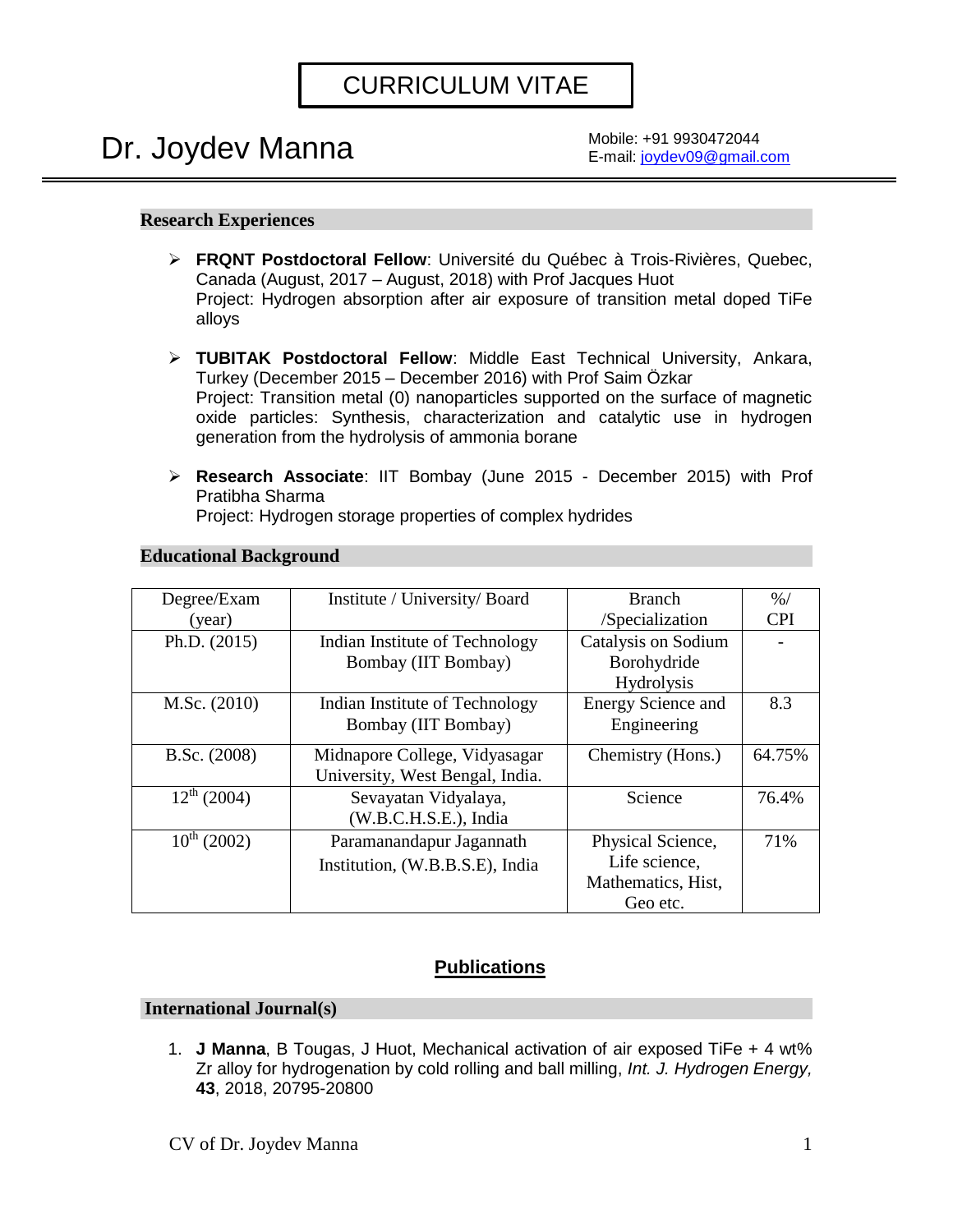# CURRICULUM VITAE

# Dr. Joydev Manna

Mobile: +91 9930472044
E-mail: joydev09@gmail.com

## Research Experiences

- **FRQNT Postdoctoral Fellow**: Université du Québec à Trois-Rivières, Quebec, Canada (August, 2017 – August, 2018) with Prof Jacques Huot
  Project: Hydrogen absorption after air exposure of transition metal doped TiFe alloys

- **TUBITAK Postdoctoral Fellow**: Middle East Technical University, Ankara, Turkey (December 2015 – December 2016) with Prof Saim Özkar
  Project: Transition metal (0) nanoparticles supported on the surface of magnetic oxide particles: Synthesis, characterization and catalytic use in hydrogen generation from the hydrolysis of ammonia borane

- **Research Associate**: IIT Bombay (June 2015 - December 2015) with Prof Pratibha Sharma
  Project: Hydrogen storage properties of complex hydrides

## Educational Background

| Degree/Exam (year) | Institute / University/ Board | Branch /Specialization | %/ CPI |
|---|---|---|---|
| Ph.D. (2015) | Indian Institute of Technology Bombay (IIT Bombay) | Catalysis on Sodium Borohydride Hydrolysis | - |
| M.Sc. (2010) | Indian Institute of Technology Bombay (IIT Bombay) | Energy Science and Engineering | 8.3 |
| B.Sc. (2008) | Midnapore College, Vidyasagar University, West Bengal, India. | Chemistry (Hons.) | 64.75% |
| 12th (2004) | Sevayatan Vidyalaya, (W.B.C.H.S.E.), India | Science | 76.4% |
| 10th (2002) | Paramanandapur Jagannath Institution, (W.B.B.S.E), India | Physical Science, Life science, Mathematics, Hist, Geo etc. | 71% |

## Publications

### International Journal(s)

1. **J Manna**, B Tougas, J Huot, Mechanical activation of air exposed TiFe + 4 wt% Zr alloy for hydrogenation by cold rolling and ball milling, *Int. J. Hydrogen Energy,* **43**, 2018, 20795-20800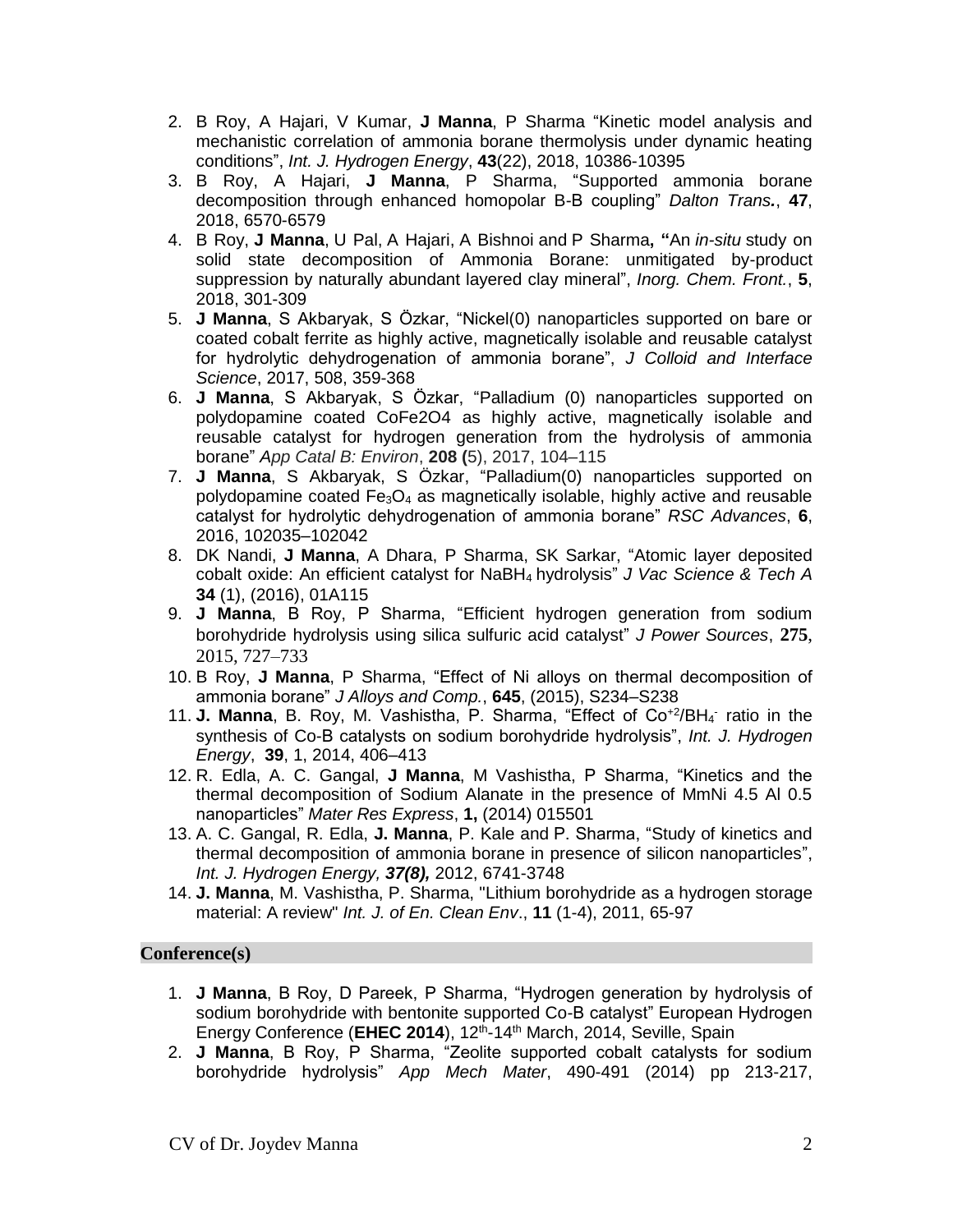2. B Roy, A Hajari, V Kumar, **J Manna**, P Sharma "Kinetic model analysis and mechanistic correlation of ammonia borane thermolysis under dynamic heating conditions", *Int. J. Hydrogen Energy*, **43**(22), 2018, 10386-10395
3. B Roy, A Hajari, **J Manna**, P Sharma, "Supported ammonia borane decomposition through enhanced homopolar B-B coupling" *Dalton Trans.*, **47**, 2018, 6570-6579
4. B Roy, **J Manna**, U Pal, A Hajari, A Bishnoi and P Sharma**, "**An *in-situ* study on solid state decomposition of Ammonia Borane: unmitigated by-product suppression by naturally abundant layered clay mineral", *Inorg. Chem. Front.*, **5**, 2018, 301-309
5. **J Manna**, S Akbaryak, S Özkar, "Nickel(0) nanoparticles supported on bare or coated cobalt ferrite as highly active, magnetically isolable and reusable catalyst for hydrolytic dehydrogenation of ammonia borane", *J Colloid and Interface Science*, 2017, 508, 359-368
6. **J Manna**, S Akbaryak, S Özkar, "Palladium (0) nanoparticles supported on polydopamine coated CoFe2O4 as highly active, magnetically isolable and reusable catalyst for hydrogen generation from the hydrolysis of ammonia borane" *App Catal B: Environ*, **208 (**5), 2017, 104–115
7. **J Manna**, S Akbaryak, S Özkar, "Palladium(0) nanoparticles supported on polydopamine coated $Fe_3O_4$ as magnetically isolable, highly active and reusable catalyst for hydrolytic dehydrogenation of ammonia borane" *RSC Advances*, **6**, 2016, 102035–102042
8. DK Nandi, **J Manna**, A Dhara, P Sharma, SK Sarkar, "Atomic layer deposited cobalt oxide: An efficient catalyst for $NaBH_4$ hydrolysis" *J Vac Science & Tech A* **34** (1), (2016), 01A115
9. **J Manna**, B Roy, P Sharma, "Efficient hydrogen generation from sodium borohydride hydrolysis using silica sulfuric acid catalyst" *J Power Sources*, **275**, 2015, 727–733
10. B Roy, **J Manna**, P Sharma, "Effect of Ni alloys on thermal decomposition of ammonia borane" *J Alloys and Comp.*, **645**, (2015), S234–S238
11. **J. Manna**, B. Roy, M. Vashistha, P. Sharma, "Effect of $Co^{+2}/BH_4^-$ ratio in the synthesis of Co-B catalysts on sodium borohydride hydrolysis", *Int. J. Hydrogen Energy*, **39**, 1, 2014, 406–413
12. R. Edla, A. C. Gangal, **J Manna**, M Vashistha, P Sharma, "Kinetics and the thermal decomposition of Sodium Alanate in the presence of MmNi 4.5 Al 0.5 nanoparticles" *Mater Res Express*, **1,** (2014) 015501
13. A. C. Gangal, R. Edla, **J. Manna**, P. Kale and P. Sharma, "Study of kinetics and thermal decomposition of ammonia borane in presence of silicon nanoparticles", *Int. J. Hydrogen Energy, **37(8),*** 2012, 6741-3748
14. **J. Manna**, M. Vashistha, P. Sharma, "Lithium borohydride as a hydrogen storage material: A review" *Int. J. of En. Clean Env*., **11** (1-4), 2011, 65-97

## Conference(s)

1. **J Manna**, B Roy, D Pareek, P Sharma, "Hydrogen generation by hydrolysis of sodium borohydride with bentonite supported Co-B catalyst" European Hydrogen Energy Conference (**EHEC 2014**), 12th-14th March, 2014, Seville, Spain
2. **J Manna**, B Roy, P Sharma, "Zeolite supported cobalt catalysts for sodium borohydride hydrolysis" *App Mech Mater*, 490-491 (2014) pp 213-217,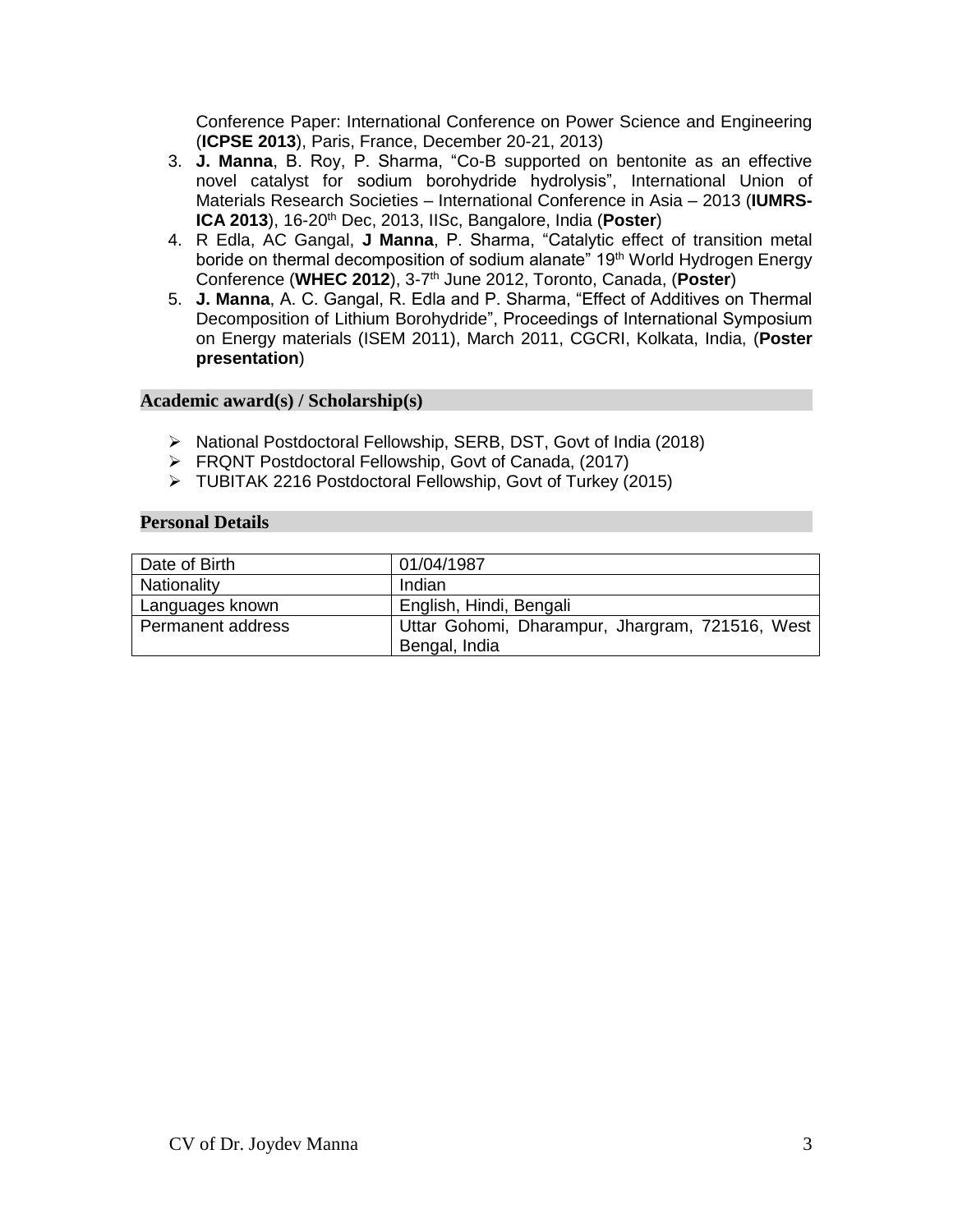Conference Paper: International Conference on Power Science and Engineering (**ICPSE 2013**), Paris, France, December 20-21, 2013)

3. **J. Manna**, B. Roy, P. Sharma, "Co-B supported on bentonite as an effective novel catalyst for sodium borohydride hydrolysis", International Union of Materials Research Societies – International Conference in Asia – 2013 (**IUMRS-ICA 2013**), 16-20th Dec, 2013, IISc, Bangalore, India (**Poster**)
4. R Edla, AC Gangal, **J Manna**, P. Sharma, "Catalytic effect of transition metal boride on thermal decomposition of sodium alanate" 19th World Hydrogen Energy Conference (**WHEC 2012**), 3-7th June 2012, Toronto, Canada, (**Poster**)
5. **J. Manna**, A. C. Gangal, R. Edla and P. Sharma, "Effect of Additives on Thermal Decomposition of Lithium Borohydride", Proceedings of International Symposium on Energy materials (ISEM 2011), March 2011, CGCRI, Kolkata, India, (**Poster presentation**)

## Academic award(s) / Scholarship(s)

- National Postdoctoral Fellowship, SERB, DST, Govt of India (2018)
- FRQNT Postdoctoral Fellowship, Govt of Canada, (2017)
- TUBITAK 2216 Postdoctoral Fellowship, Govt of Turkey (2015)

## Personal Details

| | |
|---|---|
| Date of Birth | 01/04/1987 |
| Nationality | Indian |
| Languages known | English, Hindi, Bengali |
| Permanent address | Uttar Gohomi, Dharampur, Jhargram, 721516, West Bengal, India |